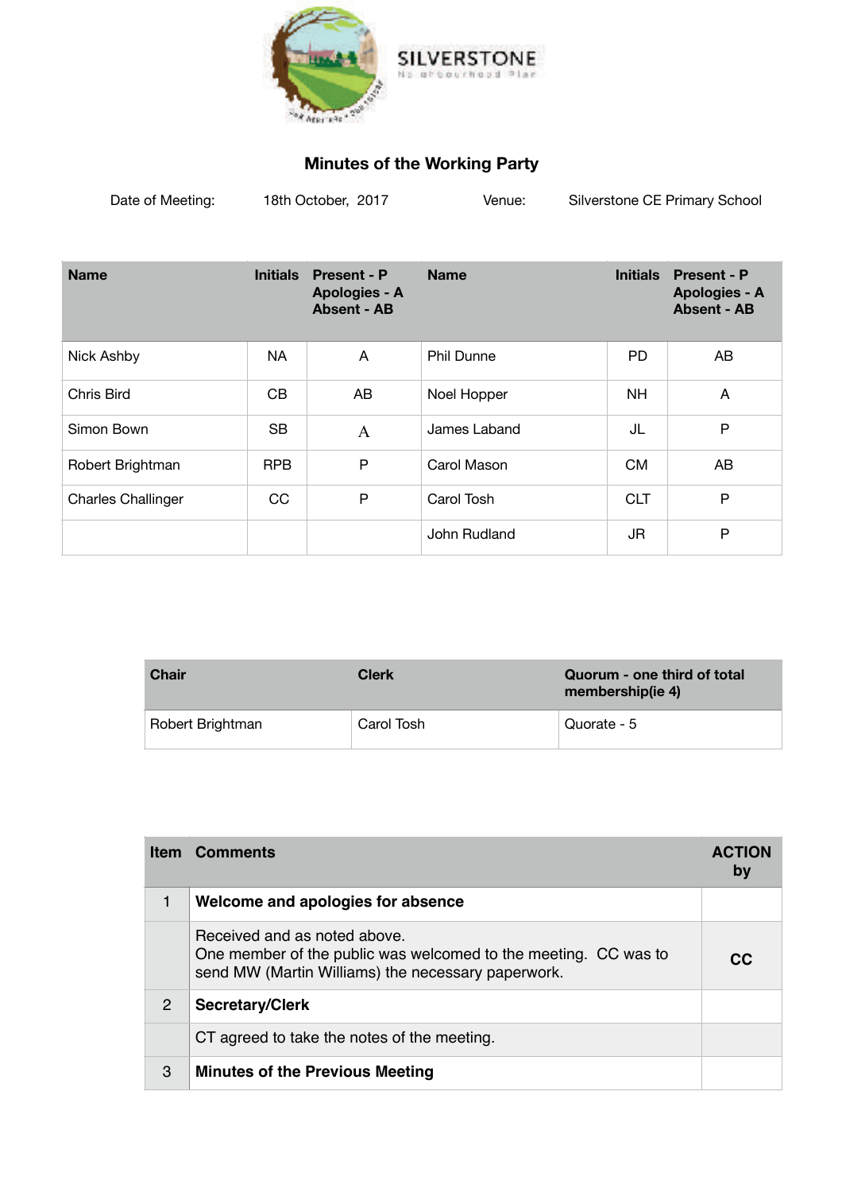SILVERSTONE
Neighbourhood Plan

# Minutes of the Working Party

Date of Meeting: 18th October, 2017 Venue: Silverstone CE Primary School

| Name | Initials | Present - P Apologies - A Absent - AB | Name | Initials | Present - P Apologies - A Absent - AB |
|---|---|---|---|---|---|
| Nick Ashby | NA | A | Phil Dunne | PD | AB |
| Chris Bird | CB | AB | Noel Hopper | NH | A |
| Simon Bown | SB | A | James Laband | JL | P |
| Robert Brightman | RPB | P | Carol Mason | CM | AB |
| Charles Challinger | CC | P | Carol Tosh | CLT | P |
| | | | John Rudland | JR | P |

| Chair | Clerk | Quorum - one third of total membership(ie 4) |
|---|---|---|
| Robert Brightman | Carol Tosh | Quorate - 5 |

| Item | Comments | ACTION by |
|---|---|---|
| 1 | **Welcome and apologies for absence** | |
| | Received and as noted above.<br>One member of the public was welcomed to the meeting. CC was to send MW (Martin Williams) the necessary paperwork. | **CC** |
| 2 | **Secretary/Clerk** | |
| | CT agreed to take the notes of the meeting. | |
| 3 | **Minutes of the Previous Meeting** | |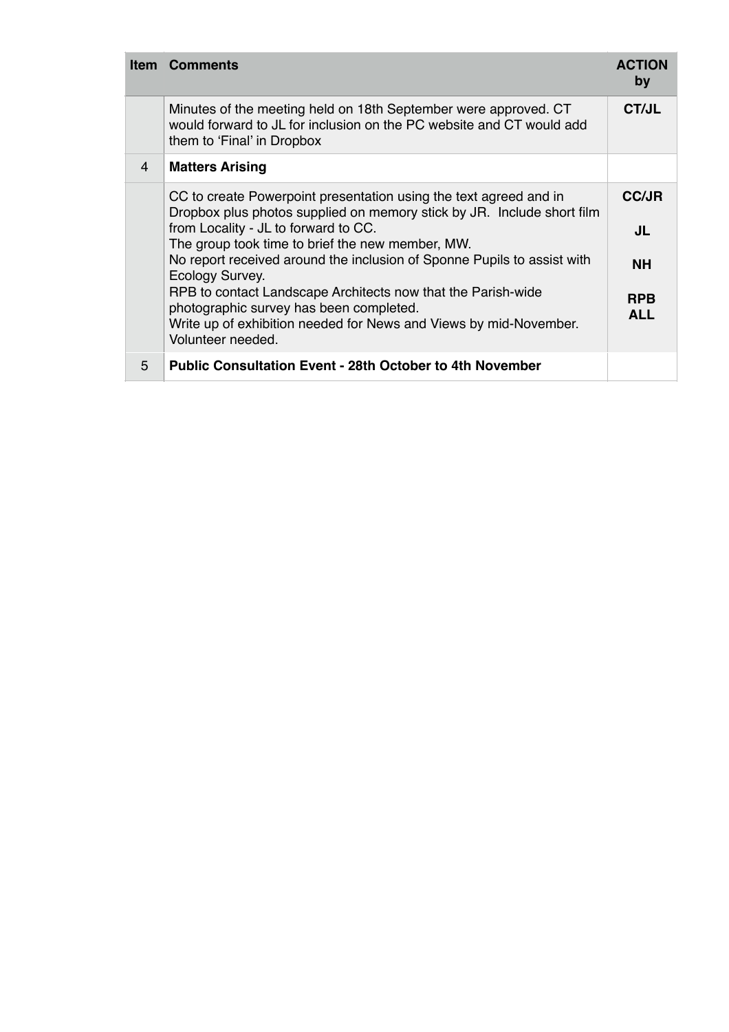| Item | Comments | ACTION by |
|---|---|---|
| | Minutes of the meeting held on 18th September were approved. CT would forward to JL for inclusion on the PC website and CT would add them to 'Final' in Dropbox | **CT/JL** |
| 4 | **Matters Arising** | |
| | CC to create Powerpoint presentation using the text agreed and in Dropbox plus photos supplied on memory stick by JR. Include short film from Locality - JL to forward to CC.<br>The group took time to brief the new member, MW.<br>No report received around the inclusion of Sponne Pupils to assist with Ecology Survey.<br>RPB to contact Landscape Architects now that the Parish-wide photographic survey has been completed.<br>Write up of exhibition needed for News and Views by mid-November. Volunteer needed. | **CC/JR**<br><br>**JL**<br><br>**NH**<br><br>**RPB**<br>**ALL** |
| 5 | **Public Consultation Event - 28th October to 4th November** | |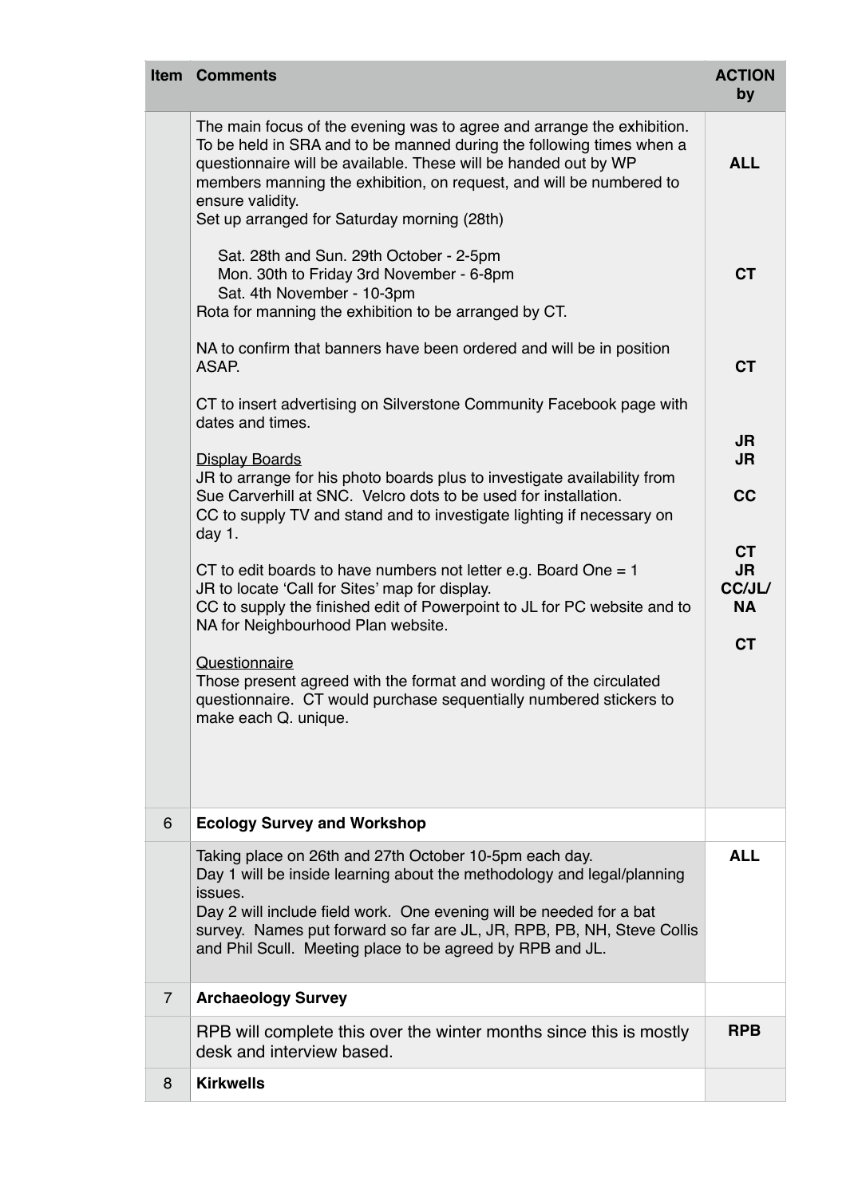| Item | Comments | ACTION by |
|---|---|---|
| | The main focus of the evening was to agree and arrange the exhibition. To be held in SRA and to be manned during the following times when a questionnaire will be available. These will be handed out by WP members manning the exhibition, on request, and will be numbered to ensure validity.<br>Set up arranged for Saturday morning (28th) | **ALL** |
| | Sat. 28th and Sun. 29th October - 2-5pm<br>Mon. 30th to Friday 3rd November - 6-8pm<br>Sat. 4th November - 10-3pm<br>Rota for manning the exhibition to be arranged by CT. | **CT** |
| | NA to confirm that banners have been ordered and will be in position ASAP. | **CT** |
| | CT to insert advertising on Silverstone Community Facebook page with dates and times. | |
| | <u>Display Boards</u><br>JR to arrange for his photo boards plus to investigate availability from Sue Carverhill at SNC. Velcro dots to be used for installation.<br>CC to supply TV and stand and to investigate lighting if necessary on day 1. | **JR**<br>**JR**<br>**CC** |
| | CT to edit boards to have numbers not letter e.g. Board One = 1<br>JR to locate 'Call for Sites' map for display.<br>CC to supply the finished edit of Powerpoint to JL for PC website and to NA for Neighbourhood Plan website. | **CT**<br>**JR**<br>**CC/JL/ NA** |
| | <u>Questionnaire</u><br>Those present agreed with the format and wording of the circulated questionnaire. CT would purchase sequentially numbered stickers to make each Q. unique. | **CT** |
| 6 | **Ecology Survey and Workshop** | |
| | Taking place on 26th and 27th October 10-5pm each day.<br>Day 1 will be inside learning about the methodology and legal/planning issues.<br>Day 2 will include field work. One evening will be needed for a bat survey. Names put forward so far are JL, JR, RPB, PB, NH, Steve Collis and Phil Scull. Meeting place to be agreed by RPB and JL. | **ALL** |
| 7 | **Archaeology Survey** | |
| | RPB will complete this over the winter months since this is mostly desk and interview based. | **RPB** |
| 8 | **Kirkwells** | |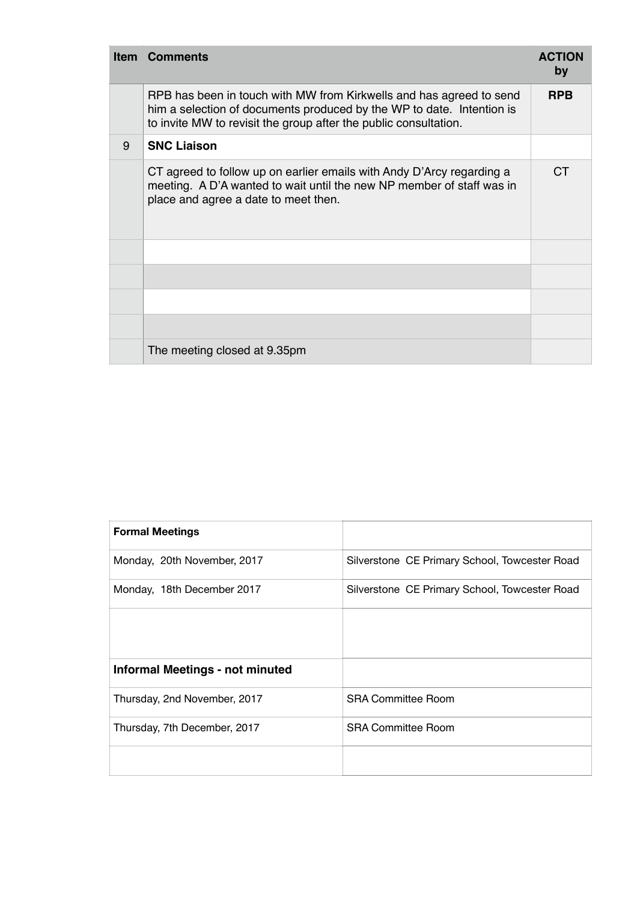| Item | Comments | ACTION by |
|---|---|---|
| | RPB has been in touch with MW from Kirkwells and has agreed to send him a selection of documents produced by the WP to date. Intention is to invite MW to revisit the group after the public consultation. | **RPB** |
| 9 | **SNC Liaison** | |
| | CT agreed to follow up on earlier emails with Andy D'Arcy regarding a meeting. A D'A wanted to wait until the new NP member of staff was in place and agree a date to meet then. | CT |
| | | |
| | | |
| | | |
| | | |
| | The meeting closed at 9.35pm | |

| **Formal Meetings** | |
|---|---|
| Monday, 20th November, 2017 | Silverstone CE Primary School, Towcester Road |
| Monday, 18th December 2017 | Silverstone CE Primary School, Towcester Road |
| | |
| **Informal Meetings - not minuted** | |
| Thursday, 2nd November, 2017 | SRA Committee Room |
| Thursday, 7th December, 2017 | SRA Committee Room |
| | |